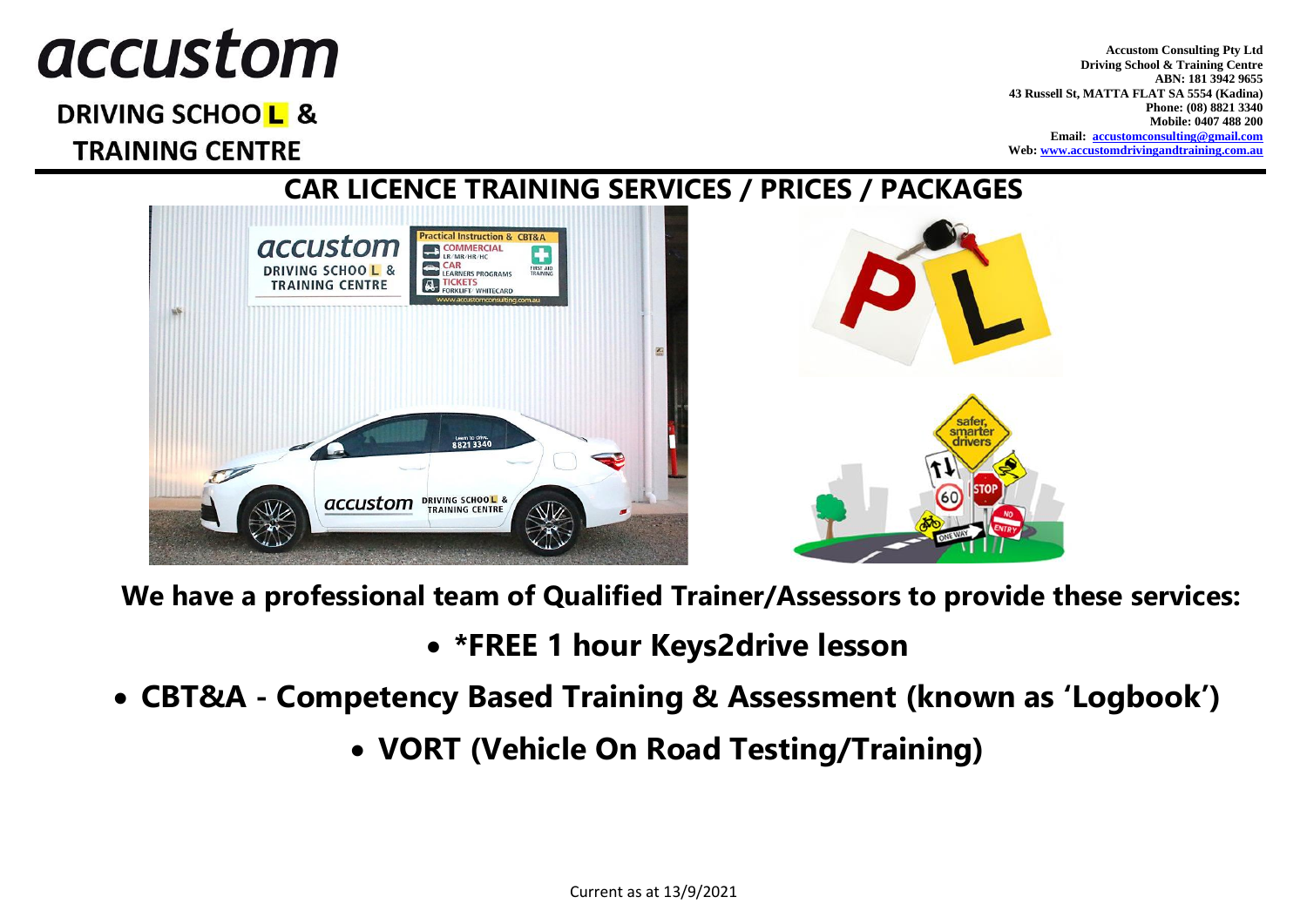# accustom

## DRIVING SCHOOL & TRAINING CENTRE

**Accustom Consulting Pty Ltd**
**Driving School & Training Centre**
**ABN: 181 3942 9655**
**43 Russell St, MATTA FLAT SA 5554 (Kadina)**
**Phone: (08) 8821 3340**
**Mobile: 0407 488 200**
**Email: accustomconsulting@gmail.com**
**Web: www.accustomdrivingandtraining.com.au**

## CAR LICENCE TRAINING SERVICES / PRICES / PACKAGES

**We have a professional team of Qualified Trainer/Assessors to provide these services:**

- **\*FREE 1 hour Keys2drive lesson**
- **CBT&A - Competency Based Training & Assessment (known as 'Logbook')**
- **VORT (Vehicle On Road Testing/Training)**

Current as at 13/9/2021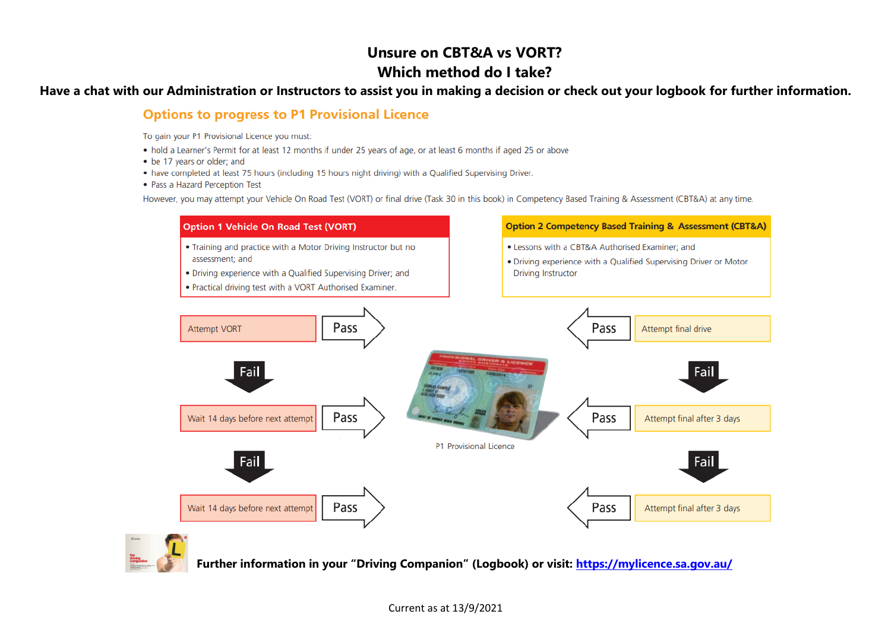# Unsure on CBT&A vs VORT?

# Which method do I take?

**Have a chat with our Administration or Instructors to assist you in making a decision or check out your logbook for further information.**

## Options to progress to P1 Provisional Licence

To gain your P1 Provisional Licence you must:

- hold a Learner's Permit for at least 12 months if under 25 years of age, or at least 6 months if aged 25 or above
- be 17 years or older; and
- have completed at least 75 hours (including 15 hours night driving) with a Qualified Supervising Driver.
- Pass a Hazard Perception Test

However, you may attempt your Vehicle On Road Test (VORT) or final drive (Task 30 in this book) in Competency Based Training & Assessment (CBT&A) at any time.

### Option 1 Vehicle On Road Test (VORT)

- Training and practice with a Motor Driving Instructor but no assessment; and
- Driving experience with a Qualified Supervising Driver; and
- Practical driving test with a VORT Authorised Examiner.

### Option 2 Competency Based Training & Assessment (CBT&A)

- Lessons with a CBT&A Authorised Examiner; and
- Driving experience with a Qualified Supervising Driver or Motor Driving Instructor

**Option 1 (VORT):**

- Attempt VORT → Pass
- Fail ↓ Wait 14 days before next attempt → Pass
- Fail ↓ Wait 14 days before next attempt → Pass

**Option 2 (CBT&A):**

- Attempt final drive → Pass
- Fail ↓ Attempt final after 3 days → Pass
- Fail ↓ Attempt final after 3 days → Pass

P1 Provisional Licence

**Further information in your "Driving Companion" (Logbook) or visit: https://mylicence.sa.gov.au/**

Current as at 13/9/2021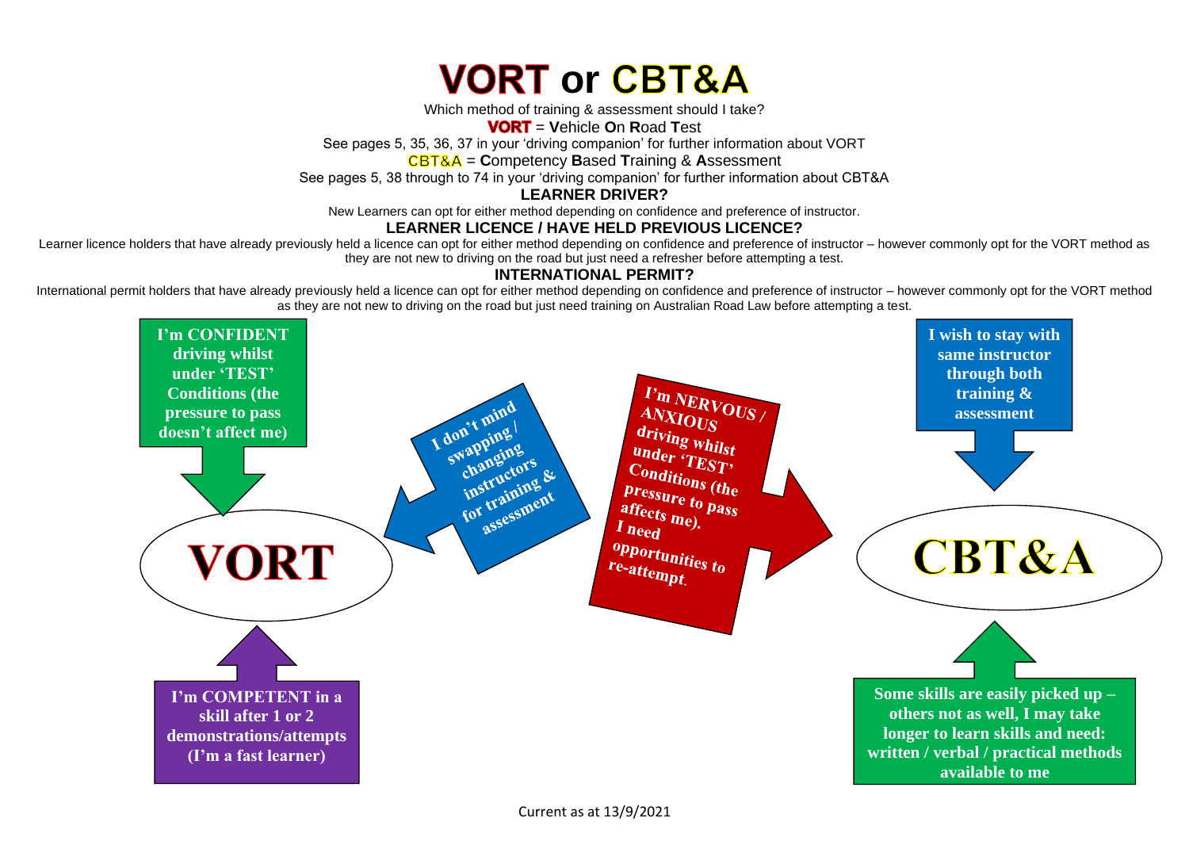# VORT or CBT&A

Which method of training & assessment should I take?

**VORT** = **V**ehicle **O**n **R**oad **T**est

See pages 5, 35, 36, 37 in your 'driving companion' for further information about VORT

**CBT&A** = **C**ompetency **B**ased **T**raining & **A**ssessment

See pages 5, 38 through to 74 in your 'driving companion' for further information about CBT&A

**LEARNER DRIVER?**

New Learners can opt for either method depending on confidence and preference of instructor.

**LEARNER LICENCE / HAVE HELD PREVIOUS LICENCE?**

Learner licence holders that have already previously held a licence can opt for either method depending on confidence and preference of instructor – however commonly opt for the VORT method as they are not new to driving on the road but just need a refresher before attempting a test.

**INTERNATIONAL PERMIT?**

International permit holders that have already previously held a licence can opt for either method depending on confidence and preference of instructor – however commonly opt for the VORT method as they are not new to driving on the road but just need training on Australian Road Law before attempting a test.

## VORT

- **I'm CONFIDENT driving whilst under 'TEST' Conditions (the pressure to pass doesn't affect me)**
- **I don't mind swapping / changing instructors for training & assessment**
- **I'm COMPETENT in a skill after 1 or 2 demonstrations/attempts (I'm a fast learner)**

## CBT&A

- **I'm NERVOUS / ANXIOUS driving whilst under 'TEST' Conditions (the pressure to pass affects me). I need opportunities to re-attempt.**
- **I wish to stay with same instructor through both training & assessment**
- **Some skills are easily picked up – others not as well, I may take longer to learn skills and need: written / verbal / practical methods available to me**

Current as at 13/9/2021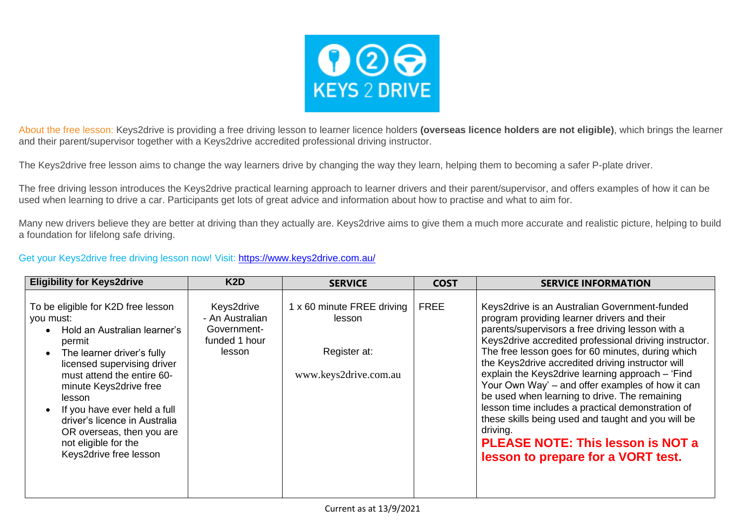About the free lesson: Keys2drive is providing a free driving lesson to learner licence holders **(overseas licence holders are not eligible)**, which brings the learner and their parent/supervisor together with a Keys2drive accredited professional driving instructor.

The Keys2drive free lesson aims to change the way learners drive by changing the way they learn, helping them to becoming a safer P-plate driver.

The free driving lesson introduces the Keys2drive practical learning approach to learner drivers and their parent/supervisor, and offers examples of how it can be used when learning to drive a car. Participants get lots of great advice and information about how to practise and what to aim for.

Many new drivers believe they are better at driving than they actually are. Keys2drive aims to give them a much more accurate and realistic picture, helping to build a foundation for lifelong safe driving.

Get your Keys2drive free driving lesson now! Visit: [https://www.keys2drive.com.au/](https://www.keys2drive.com.au/)

| Eligibility for Keys2drive | K2D | SERVICE | COST | SERVICE INFORMATION |
|---|---|---|---|---|
| To be eligible for K2D free lesson you must:<br>• Hold an Australian learner's permit<br>• The learner driver's fully licensed supervising driver must attend the entire 60-minute Keys2drive free lesson<br>• If you have ever held a full driver's licence in Australia OR overseas, then you are not eligible for the Keys2drive free lesson | Keys2drive - An Australian Government-funded 1 hour lesson | 1 x 60 minute FREE driving lesson<br><br>Register at:<br><br>www.keys2drive.com.au | FREE | Keys2drive is an Australian Government-funded program providing learner drivers and their parents/supervisors a free driving lesson with a Keys2drive accredited professional driving instructor. The free lesson goes for 60 minutes, during which the Keys2drive accredited driving instructor will explain the Keys2drive learning approach – 'Find Your Own Way' – and offer examples of how it can be used when learning to drive. The remaining lesson time includes a practical demonstration of these skills being used and taught and you will be driving.<br>**PLEASE NOTE: This lesson is NOT a lesson to prepare for a VORT test.** |

Current as at 13/9/2021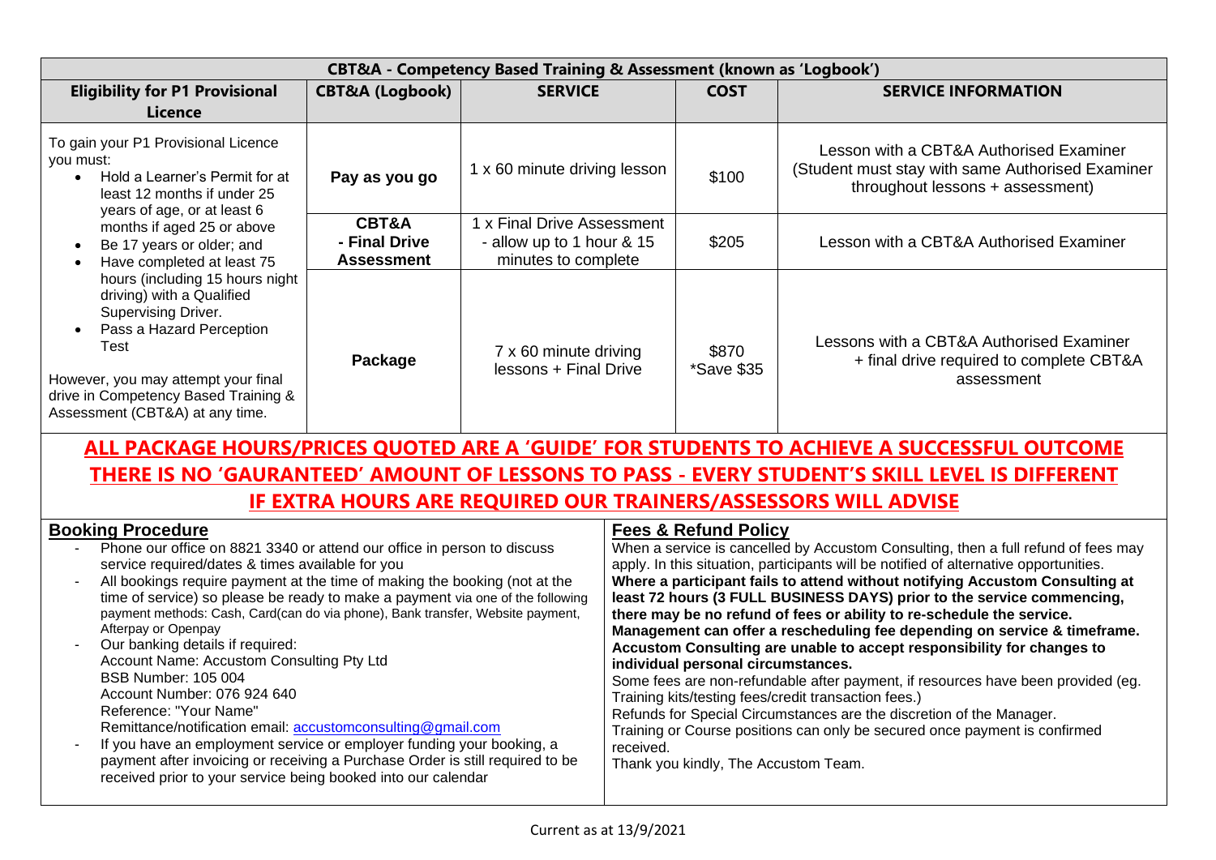| CBT&A - Competency Based Training & Assessment (known as 'Logbook') | | | | |
|---|---|---|---|---|
| **Eligibility for P1 Provisional Licence** | **CBT&A (Logbook)** | **SERVICE** | **COST** | **SERVICE INFORMATION** |
| To gain your P1 Provisional Licence you must:<br>• Hold a Learner's Permit for at least 12 months if under 25 years of age, or at least 6 months if aged 25 or above<br>• Be 17 years or older; and<br>• Have completed at least 75 hours (including 15 hours night driving) with a Qualified Supervising Driver.<br>• Pass a Hazard Perception Test<br><br>However, you may attempt your final drive in Competency Based Training & Assessment (CBT&A) at any time. | **Pay as you go** | 1 x 60 minute driving lesson | $100 | Lesson with a CBT&A Authorised Examiner (Student must stay with same Authorised Examiner throughout lessons + assessment) |
| | **CBT&A - Final Drive Assessment** | 1 x Final Drive Assessment - allow up to 1 hour & 15 minutes to complete | $205 | Lesson with a CBT&A Authorised Examiner |
| | **Package** | 7 x 60 minute driving lessons + Final Drive | $870 *Save $35 | Lessons with a CBT&A Authorised Examiner + final drive required to complete CBT&A assessment |

**ALL PACKAGE HOURS/PRICES QUOTED ARE A 'GUIDE' FOR STUDENTS TO ACHIEVE A SUCCESSFUL OUTCOME**

**THERE IS NO 'GAURANTEED' AMOUNT OF LESSONS TO PASS - EVERY STUDENT'S SKILL LEVEL IS DIFFERENT**

**IF EXTRA HOURS ARE REQUIRED OUR TRAINERS/ASSESSORS WILL ADVISE**

**Booking Procedure**

- Phone our office on 8821 3340 or attend our office in person to discuss service required/dates & times available for you
- All bookings require payment at the time of making the booking (not at the time of service) so please be ready to make a payment via one of the following payment methods: Cash, Card(can do via phone), Bank transfer, Website payment, Afterpay or Openpay
- Our banking details if required:
  Account Name: Accustom Consulting Pty Ltd
  BSB Number: 105 004
  Account Number: 076 924 640
  Reference: "Your Name"
  Remittance/notification email: accustomconsulting@gmail.com
- If you have an employment service or employer funding your booking, a payment after invoicing or receiving a Purchase Order is still required to be received prior to your service being booked into our calendar

**Fees & Refund Policy**

When a service is cancelled by Accustom Consulting, then a full refund of fees may apply. In this situation, participants will be notified of alternative opportunities.
**Where a participant fails to attend without notifying Accustom Consulting at least 72 hours (3 FULL BUSINESS DAYS) prior to the service commencing, there may be no refund of fees or ability to re-schedule the service.**
**Management can offer a rescheduling fee depending on service & timeframe.**
**Accustom Consulting are unable to accept responsibility for changes to individual personal circumstances.**
Some fees are non-refundable after payment, if resources have been provided (eg. Training kits/testing fees/credit transaction fees.)
Refunds for Special Circumstances are the discretion of the Manager.
Training or Course positions can only be secured once payment is confirmed received.
Thank you kindly, The Accustom Team.

Current as at 13/9/2021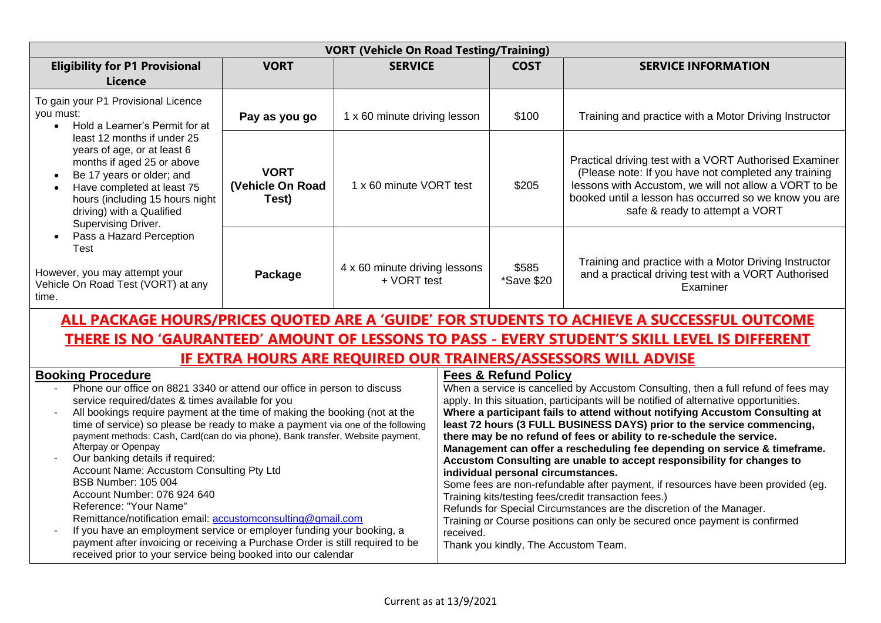| VORT (Vehicle On Road Testing/Training) | | | | |
|---|---|---|---|---|
| **Eligibility for P1 Provisional Licence** | **VORT** | **SERVICE** | **COST** | **SERVICE INFORMATION** |
| To gain your P1 Provisional Licence you must:<br>• Hold a Learner's Permit for at least 12 months if under 25 years of age, or at least 6 months if aged 25 or above<br>• Be 17 years or older; and<br>• Have completed at least 75 hours (including 15 hours night driving) with a Qualified Supervising Driver.<br>• Pass a Hazard Perception Test<br><br>However, you may attempt your Vehicle On Road Test (VORT) at any time. | **Pay as you go** | 1 x 60 minute driving lesson | $100 | Training and practice with a Motor Driving Instructor |
| | **VORT (Vehicle On Road Test)** | 1 x 60 minute VORT test | $205 | Practical driving test with a VORT Authorised Examiner (Please note: If you have not completed any training lessons with Accustom, we will not allow a VORT to be booked until a lesson has occurred so we know you are safe & ready to attempt a VORT |
| | **Package** | 4 x 60 minute driving lessons + VORT test | $585 *Save $20 | Training and practice with a Motor Driving Instructor and a practical driving test with a VORT Authorised Examiner |

**ALL PACKAGE HOURS/PRICES QUOTED ARE A 'GUIDE' FOR STUDENTS TO ACHIEVE A SUCCESSFUL OUTCOME**

**THERE IS NO 'GAURANTEED' AMOUNT OF LESSONS TO PASS - EVERY STUDENT'S SKILL LEVEL IS DIFFERENT**

**IF EXTRA HOURS ARE REQUIRED OUR TRAINERS/ASSESSORS WILL ADVISE**

**Booking Procedure**

- Phone our office on 8821 3340 or attend our office in person to discuss service required/dates & times available for you
- All bookings require payment at the time of making the booking (not at the time of service) so please be ready to make a payment via one of the following payment methods: Cash, Card(can do via phone), Bank transfer, Website payment, Afterpay or Openpay
- Our banking details if required:
  Account Name: Accustom Consulting Pty Ltd
  BSB Number: 105 004
  Account Number: 076 924 640
  Reference: "Your Name"
  Remittance/notification email: accustomconsulting@gmail.com
- If you have an employment service or employer funding your booking, a payment after invoicing or receiving a Purchase Order is still required to be received prior to your service being booked into our calendar

**Fees & Refund Policy**

When a service is cancelled by Accustom Consulting, then a full refund of fees may apply. In this situation, participants will be notified of alternative opportunities.
**Where a participant fails to attend without notifying Accustom Consulting at least 72 hours (3 FULL BUSINESS DAYS) prior to the service commencing, there may be no refund of fees or ability to re-schedule the service. Management can offer a rescheduling fee depending on service & timeframe. Accustom Consulting are unable to accept responsibility for changes to individual personal circumstances.**
Some fees are non-refundable after payment, if resources have been provided (eg. Training kits/testing fees/credit transaction fees.)
Refunds for Special Circumstances are the discretion of the Manager.
Training or Course positions can only be secured once payment is confirmed received.
Thank you kindly, The Accustom Team.

Current as at 13/9/2021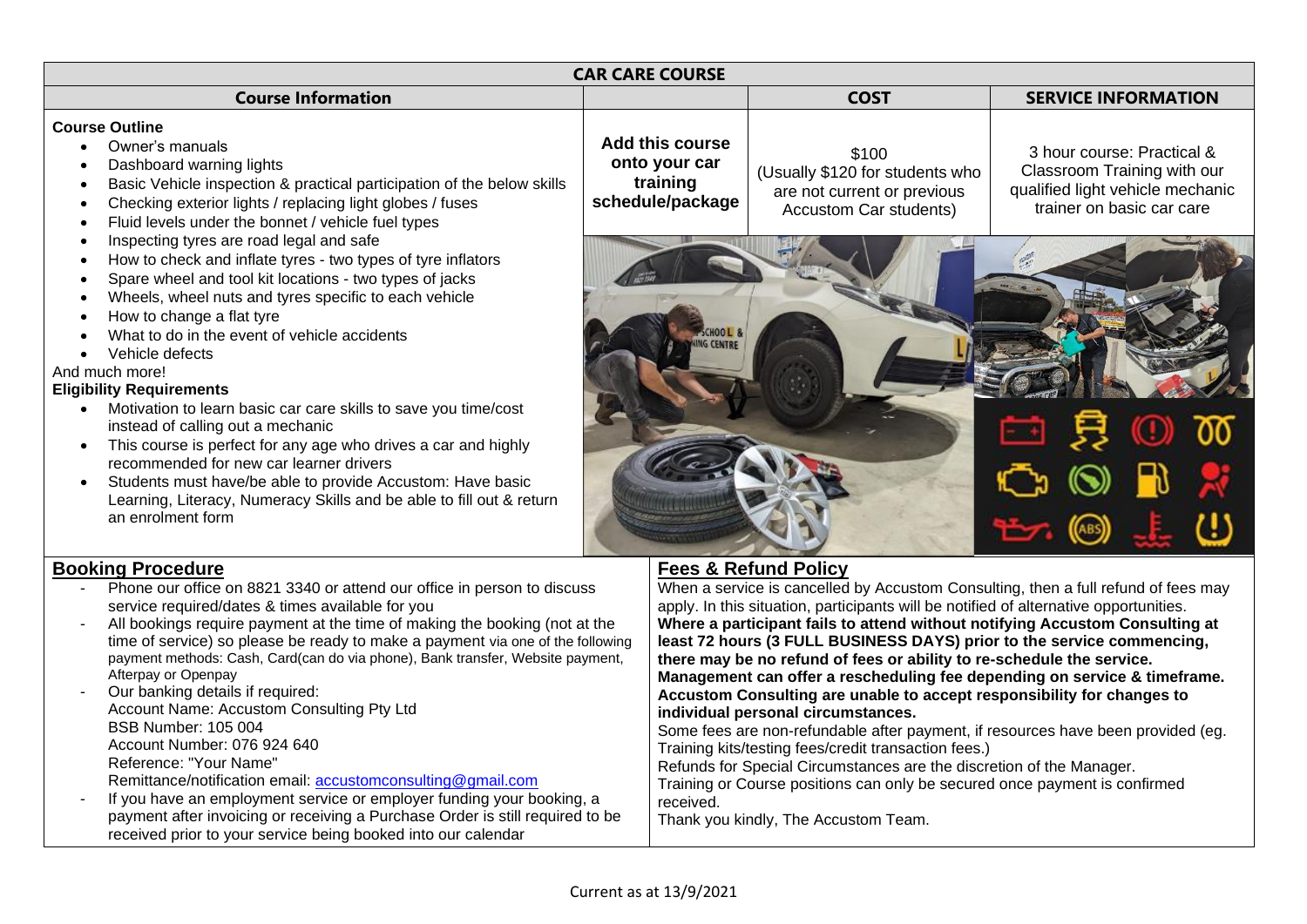# CAR CARE COURSE

| Course Information | | COST | SERVICE INFORMATION |
|---|---|---|---|
| | **Add this course onto your car training schedule/package** | $100 (Usually $120 for students who are not current or previous Accustom Car students) | 3 hour course: Practical & Classroom Training with our qualified light vehicle mechanic trainer on basic car care |

**Course Outline**

- Owner's manuals
- Dashboard warning lights
- Basic Vehicle inspection & practical participation of the below skills
- Checking exterior lights / replacing light globes / fuses
- Fluid levels under the bonnet / vehicle fuel types
- Inspecting tyres are road legal and safe
- How to check and inflate tyres - two types of tyre inflators
- Spare wheel and tool kit locations - two types of jacks
- Wheels, wheel nuts and tyres specific to each vehicle
- How to change a flat tyre
- What to do in the event of vehicle accidents
- Vehicle defects

And much more!

**Eligibility Requirements**

- Motivation to learn basic car care skills to save you time/cost instead of calling out a mechanic
- This course is perfect for any age who drives a car and highly recommended for new car learner drivers
- Students must have/be able to provide Accustom: Have basic Learning, Literacy, Numeracy Skills and be able to fill out & return an enrolment form

## Booking Procedure

- Phone our office on 8821 3340 or attend our office in person to discuss service required/dates & times available for you
- All bookings require payment at the time of making the booking (not at the time of service) so please be ready to make a payment via one of the following payment methods: Cash, Card(can do via phone), Bank transfer, Website payment, Afterpay or Openpay
- Our banking details if required:
  Account Name: Accustom Consulting Pty Ltd
  BSB Number: 105 004
  Account Number: 076 924 640
  Reference: "Your Name"
  Remittance/notification email: accustomconsulting@gmail.com
- If you have an employment service or employer funding your booking, a payment after invoicing or receiving a Purchase Order is still required to be received prior to your service being booked into our calendar

## Fees & Refund Policy

When a service is cancelled by Accustom Consulting, then a full refund of fees may apply. In this situation, participants will be notified of alternative opportunities.
**Where a participant fails to attend without notifying Accustom Consulting at least 72 hours (3 FULL BUSINESS DAYS) prior to the service commencing, there may be no refund of fees or ability to re-schedule the service.**
**Management can offer a rescheduling fee depending on service & timeframe.**
**Accustom Consulting are unable to accept responsibility for changes to individual personal circumstances.**
Some fees are non-refundable after payment, if resources have been provided (eg. Training kits/testing fees/credit transaction fees.)
Refunds for Special Circumstances are the discretion of the Manager.
Training or Course positions can only be secured once payment is confirmed received.
Thank you kindly, The Accustom Team.

Current as at 13/9/2021